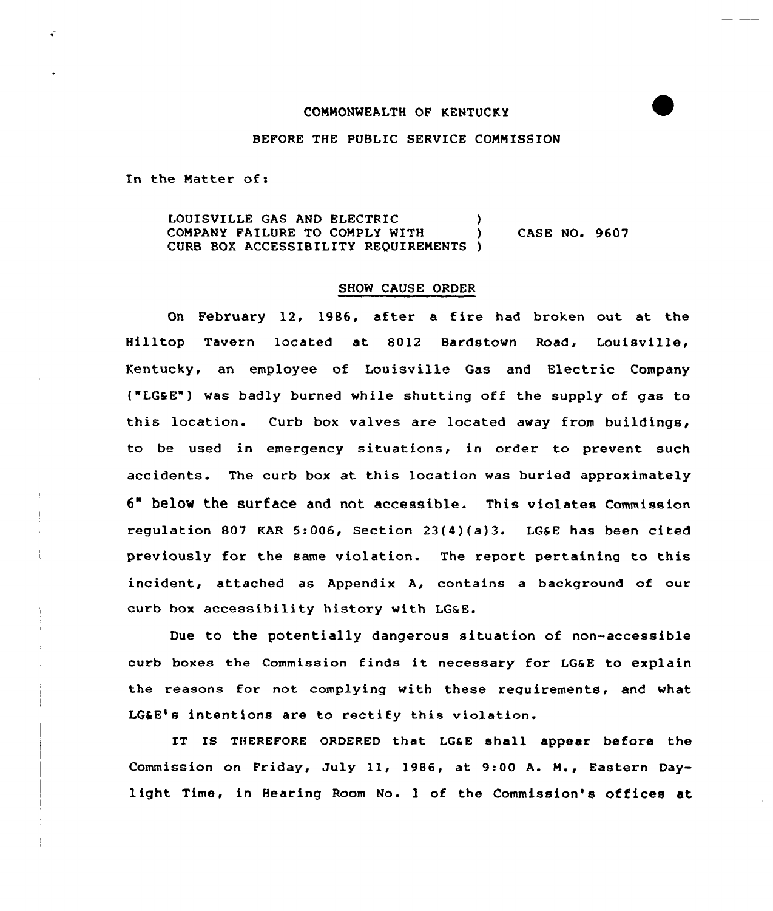COMMONWEALTH OF KENTUCKY

BEFORE THE PUBLIC SERVICE COMMISSION

In the Matter of:

LOUISVILLE GAS AND ELECTRIC )
COMPANY FAILURE TO COMPLY WITH ) CASE NO. 9607
CURB BOX ACCESSIBILITY REQUIREMENTS )

## SHOW CAUSE ORDER

On February 12, 1986, after a fire had broken out at the Hilltop Tavern located at 8012 Bardstown Road, Louisville, Kentucky, an employee of Louisville Gas and Electric Company ("LG&E") was badly burned while shutting off the supply of gas to this location. Curb box valves are located away from buildings, to be used in emergency situations, in order to prevent such accidents. The curb box at this location was buried approximately 6" below the surface and not accessible. This violates Commission regulation 807 KAR 5:006, Section 23(4)(a)3. LG&E has been cited previously for the same violation. The report pertaining to this incident, attached as Appendix A, contains a background of our curb box accessibility history with LG&E.

Due to the potentially dangerous situation of non-accessible curb boxes the Commission finds it necessary for LG&E to explain the reasons for not complying with these requirements, and what LG&E's intentions are to rectify this violation.

IT IS THEREFORE ORDERED that LG&E shall appear before the Commission on Friday, July 11, 1986, at 9:00 A. M., Eastern Daylight Time, in Hearing Room No. 1 of the Commission's offices at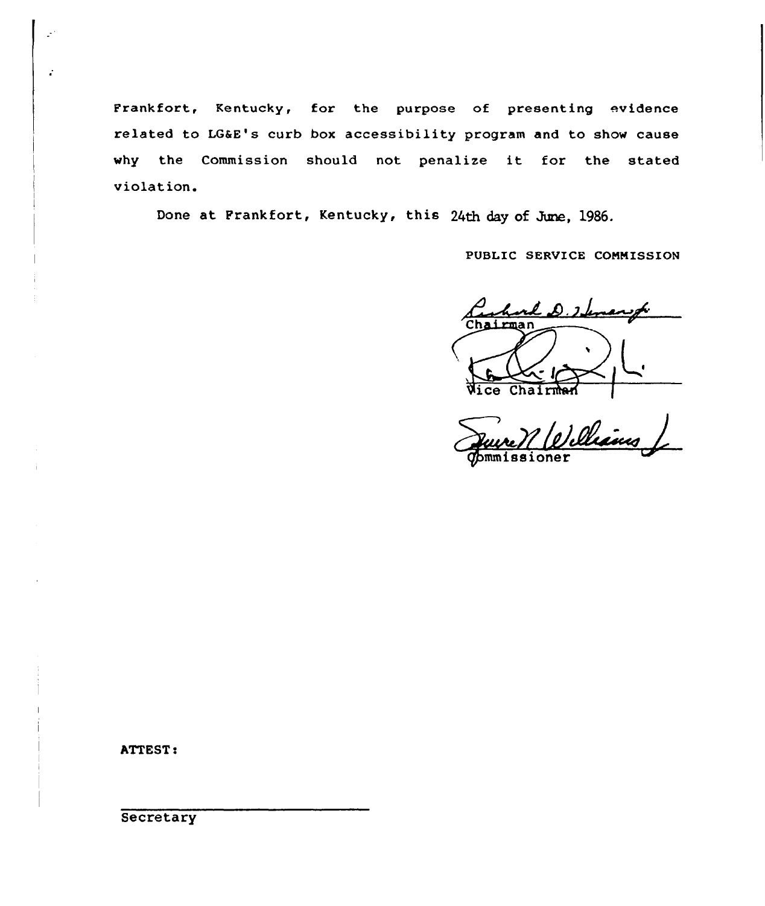Frankfort, Kentucky, for the purpose of presenting evidence related to LG&E's curb box accessibility program and to show cause why the Commission should not penalize it for the stated violation.

Done at Frankfort, Kentucky, this 24th day of June, 1986.

PUBLIC SERVICE COMMISSION

Chairman

Vice Chairman

Commissioner

ATTEST:

Secretary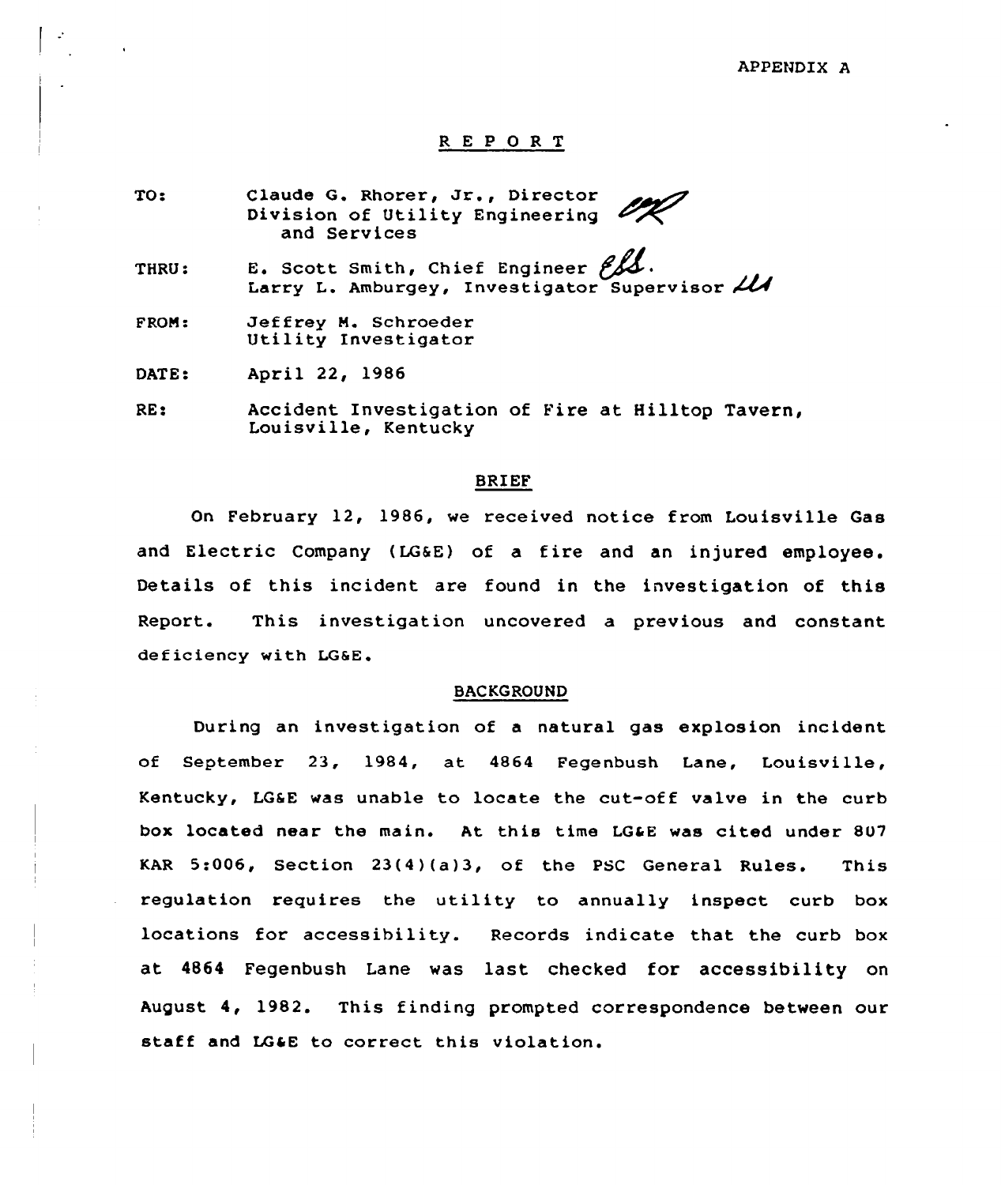APPENDIX A

# REPORT

TO: Claude G. Rhorer, Jr., Director
Division of Utility Engineering and Services

THRU: E. Scott Smith, Chief Engineer
Larry L. Amburgey, Investigator Supervisor

FROM: Jeffrey M. Schroeder
Utility Investigator

DATE: April 22, 1986

RE: Accident Investigation of Fire at Hilltop Tavern, Louisville, Kentucky

## BRIEF

On February 12, 1986, we received notice from Louisville Gas and Electric Company (LG&E) of a fire and an injured employee. Details of this incident are found in the investigation of this Report. This investigation uncovered a previous and constant deficiency with LG&E.

## BACKGROUND

During an investigation of a natural gas explosion incident of September 23, 1984, at 4864 Fegenbush Lane, Louisville, Kentucky, LG&E was unable to locate the cut-off valve in the curb box located near the main. At this time LG&E was cited under 807 KAR 5:006, Section 23(4)(a)3, of the PSC General Rules. This regulation requires the utility to annually inspect curb box locations for accessibility. Records indicate that the curb box at 4864 Fegenbush Lane was last checked for accessibility on August 4, 1982. This finding prompted correspondence between our staff and LG&E to correct this violation.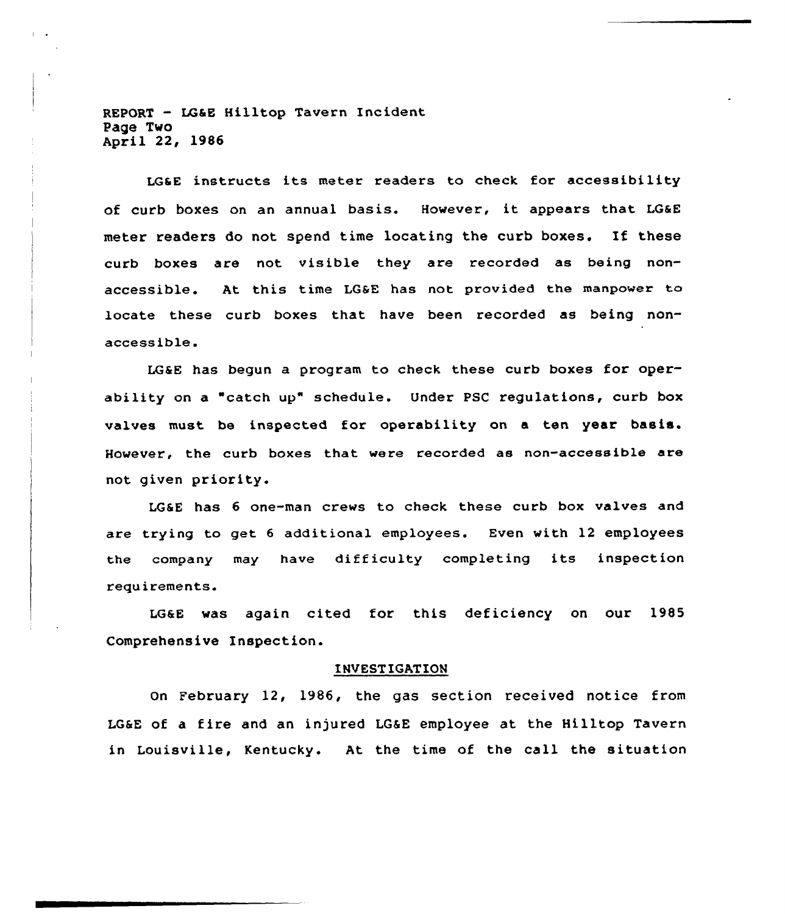LG&E instructs its meter readers to check for accessibility of curb boxes on an annual basis. However, it appears that LG&E meter readers do not spend time locating the curb boxes. If these curb boxes are not visible they are recorded as being non-accessible. At this time LG&E has not provided the manpower to locate these curb boxes that have been recorded as being non-accessible.

LG&E has begun a program to check these curb boxes for operability on a "catch up" schedule. Under PSC regulations, curb box valves must be inspected for operability on a ten year basis. However, the curb boxes that were recorded as non-accessible are not given priority.

LG&E has 6 one-man crews to check these curb box valves and are trying to get 6 additional employees. Even with 12 employees the company may have difficulty completing its inspection requirements.

LG&E was again cited for this deficiency on our 1985 Comprehensive Inspection.

## INVESTIGATION

On February 12, 1986, the gas section received notice from LG&E of a fire and an injured LG&E employee at the Hilltop Tavern in Louisville, Kentucky. At the time of the call the situation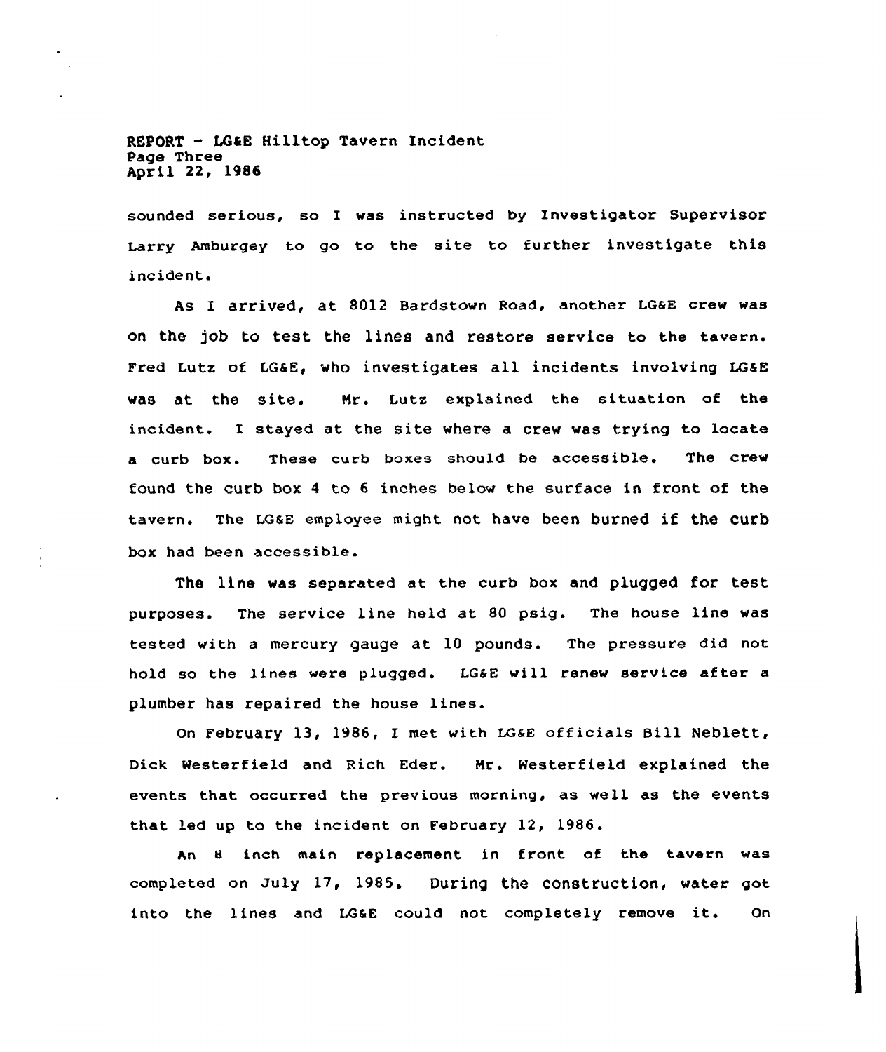sounded serious, so I was instructed by Investigator Supervisor Larry Amburgey to go to the site to further investigate this incident.

As I arrived, at 8012 Bardstown Road, another LG&E crew was on the job to test the lines and restore service to the tavern. Fred Lutz of LG&E, who investigates all incidents involving LG&E was at the site. Mr. Lutz explained the situation of the incident. I stayed at the site where a crew was trying to locate a curb box. These curb boxes should be accessible. The crew found the curb box 4 to 6 inches below the surface in front of the tavern. The LG&E employee might not have been burned if the curb box had been accessible.

The line was separated at the curb box and plugged for test purposes. The service line held at 80 psig. The house line was tested with a mercury gauge at 10 pounds. The pressure did not hold so the lines were plugged. LG&E will renew service after a plumber has repaired the house lines.

On February 13, 1986, I met with LG&E officials Bill Neblett, Dick Westerfield and Rich Eder. Mr. Westerfield explained the events that occurred the previous morning, as well as the events that led up to the incident on February 12, 1986.

An 8 inch main replacement in front of the tavern was completed on July 17, 1985. During the construction, water got into the lines and LG&E could not completely remove it. On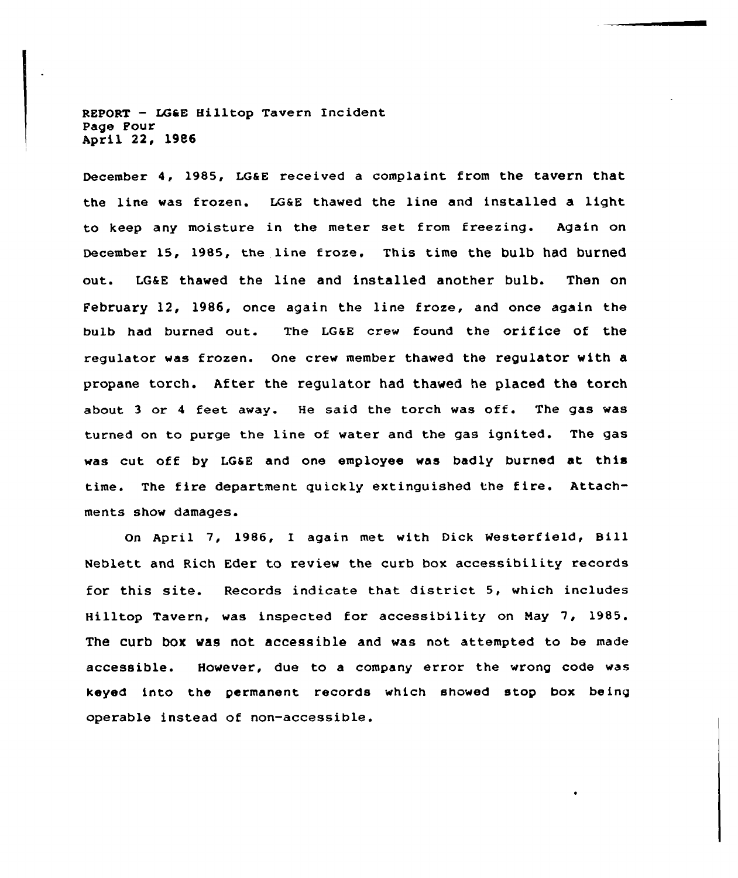December 4, 1985, LG&E received a complaint from the tavern that the line was frozen. LG&E thawed the line and installed a light to keep any moisture in the meter set from freezing. Again on December 15, 1985, the line froze. This time the bulb had burned out. LG&E thawed the line and installed another bulb. Then on February 12, 1986, once again the line froze, and once again the bulb had burned out. The LG&E crew found the orifice of the regulator was frozen. One crew member thawed the regulator with a propane torch. After the regulator had thawed he placed the torch about 3 or 4 feet away. He said the torch was off. The gas was turned on to purge the line of water and the gas ignited. The gas was cut off by LG&E and one employee was badly burned at this time. The fire department quickly extinguished the fire. Attachments show damages.

On April 7, 1986, I again met with Dick Westerfield, Bill Neblett and Rich Eder to review the curb box accessibility records for this site. Records indicate that district 5, which includes Hilltop Tavern, was inspected for accessibility on May 7, 1985. The curb box was not accessible and was not attempted to be made accessible. However, due to a company error the wrong code was keyed into the permanent records which showed stop box being operable instead of non-accessible.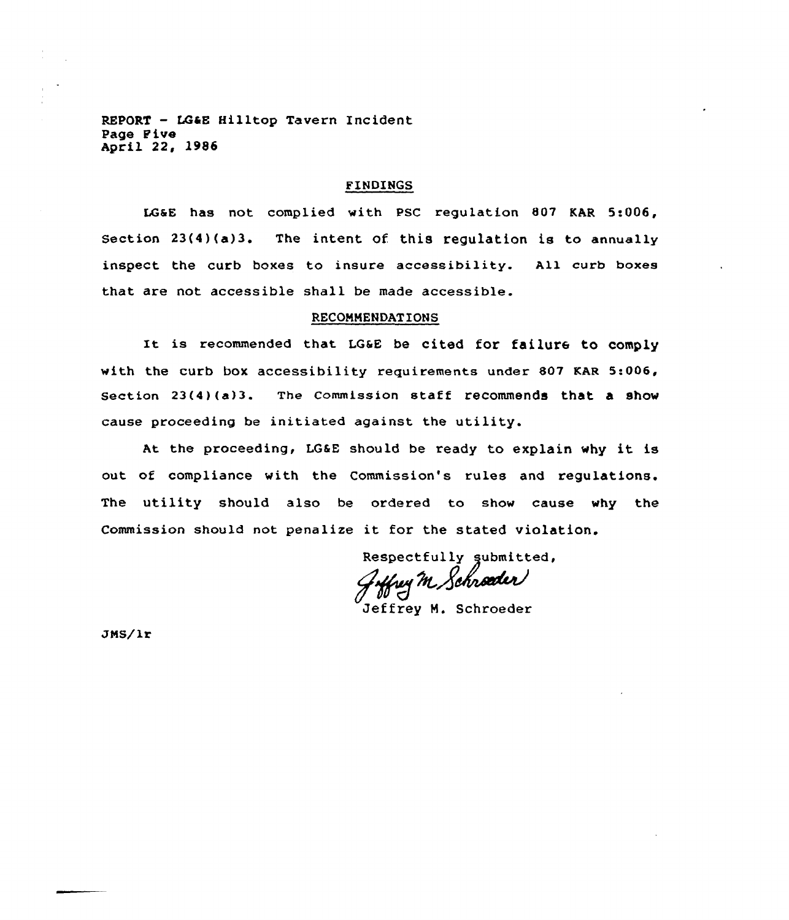## FINDINGS

LG&E has not complied with PSC regulation 807 KAR 5:006, Section 23(4)(a)3. The intent of this regulation is to annually inspect the curb boxes to insure accessibility. All curb boxes that are not accessible shall be made accessible.

## RECOMMENDATIONS

It is recommended that LG&E be cited for failure to comply with the curb box accessibility requirements under 807 KAR 5:006, Section 23(4)(a)3. The Commission staff recommends that a show cause proceeding be initiated against the utility.

At the proceeding, LG&E should be ready to explain why it is out of compliance with the Commission's rules and regulations. The utility should also be ordered to show cause why the Commission should not penalize it for the stated violation.

Respectfully submitted,

Jeffrey M. Schroeder

Jeffrey M. Schroeder

JMS/lr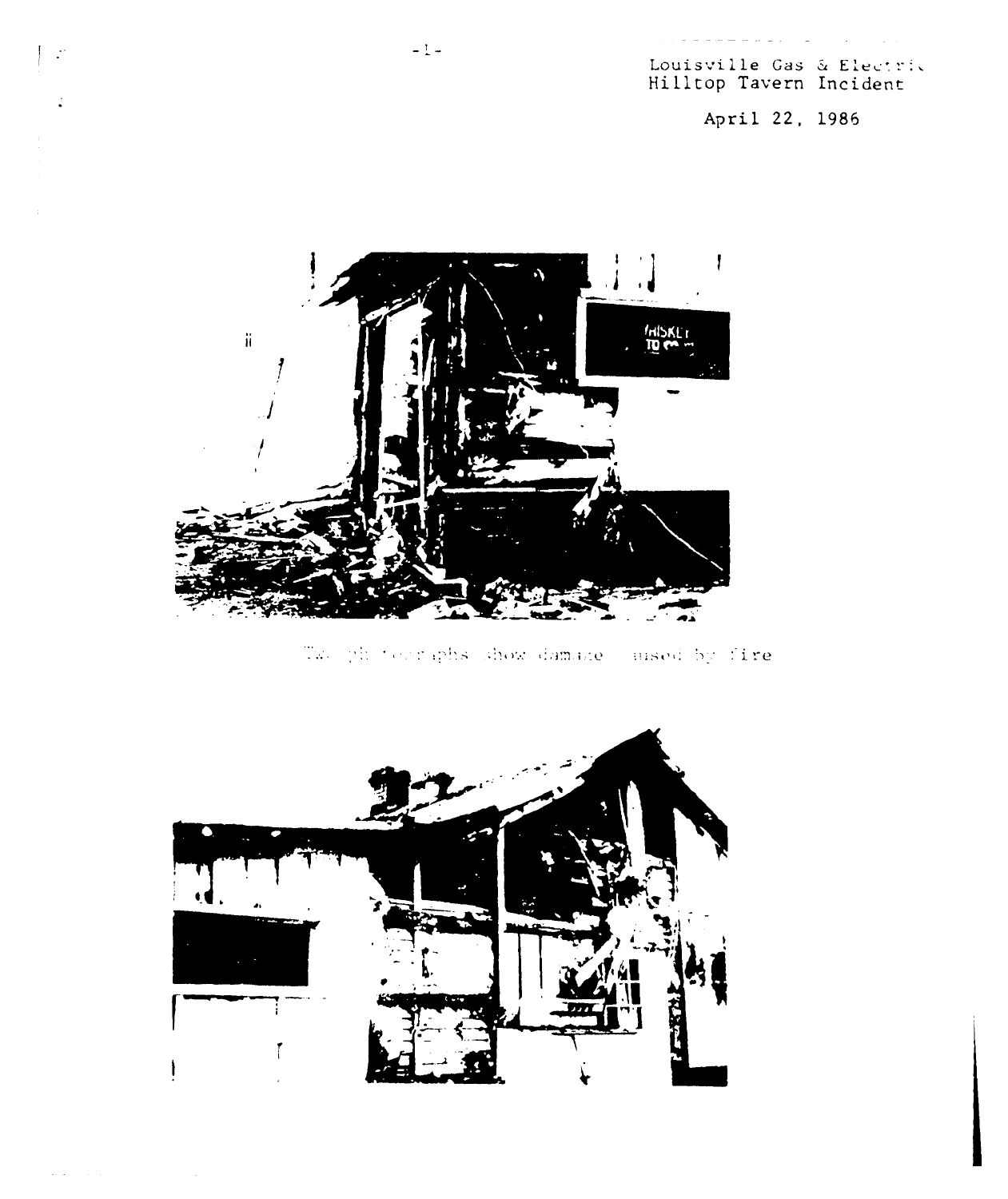Louisville Gas & Electric
Hilltop Tavern Incident

April 22, 1986

Two photographs show damage caused by fire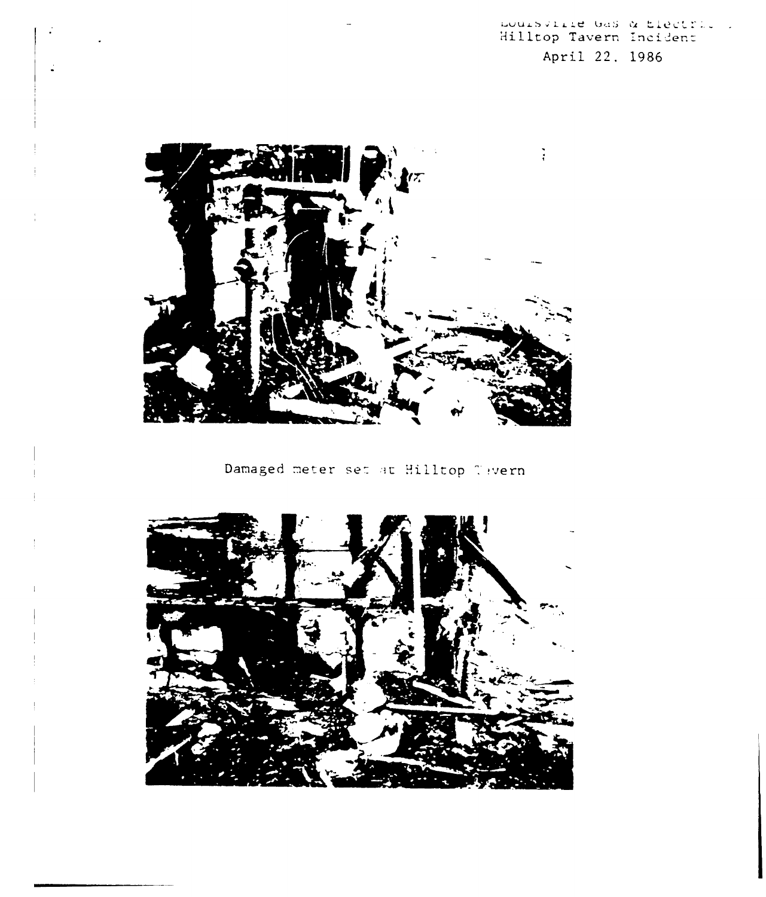Louisville Gas & Electric
Hilltop Tavern Incident
April 22, 1986

Damaged meter set at Hilltop Tavern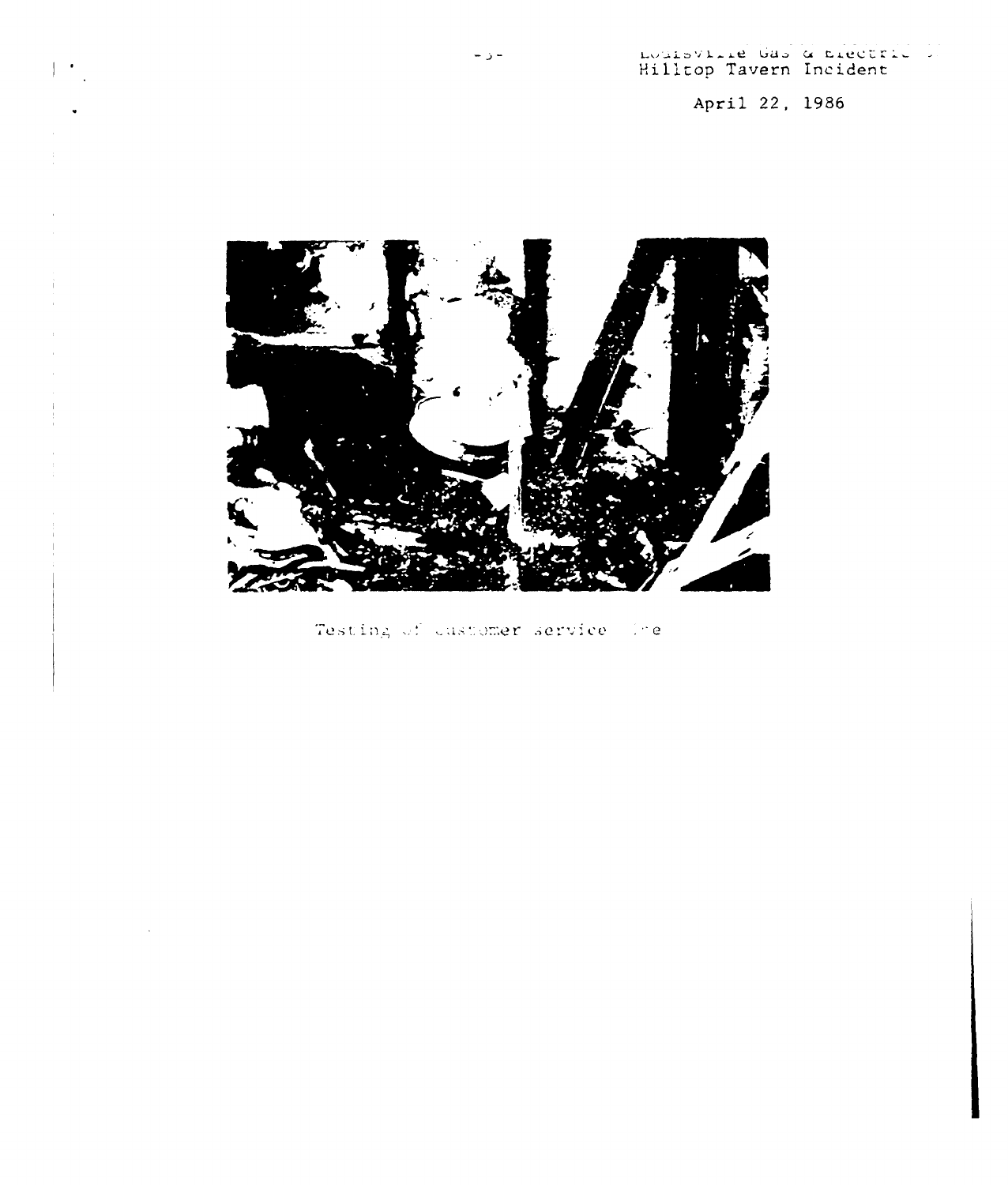Louisville Gas & Electric
Hilltop Tavern Incident

April 22, 1986

Testing of customer service line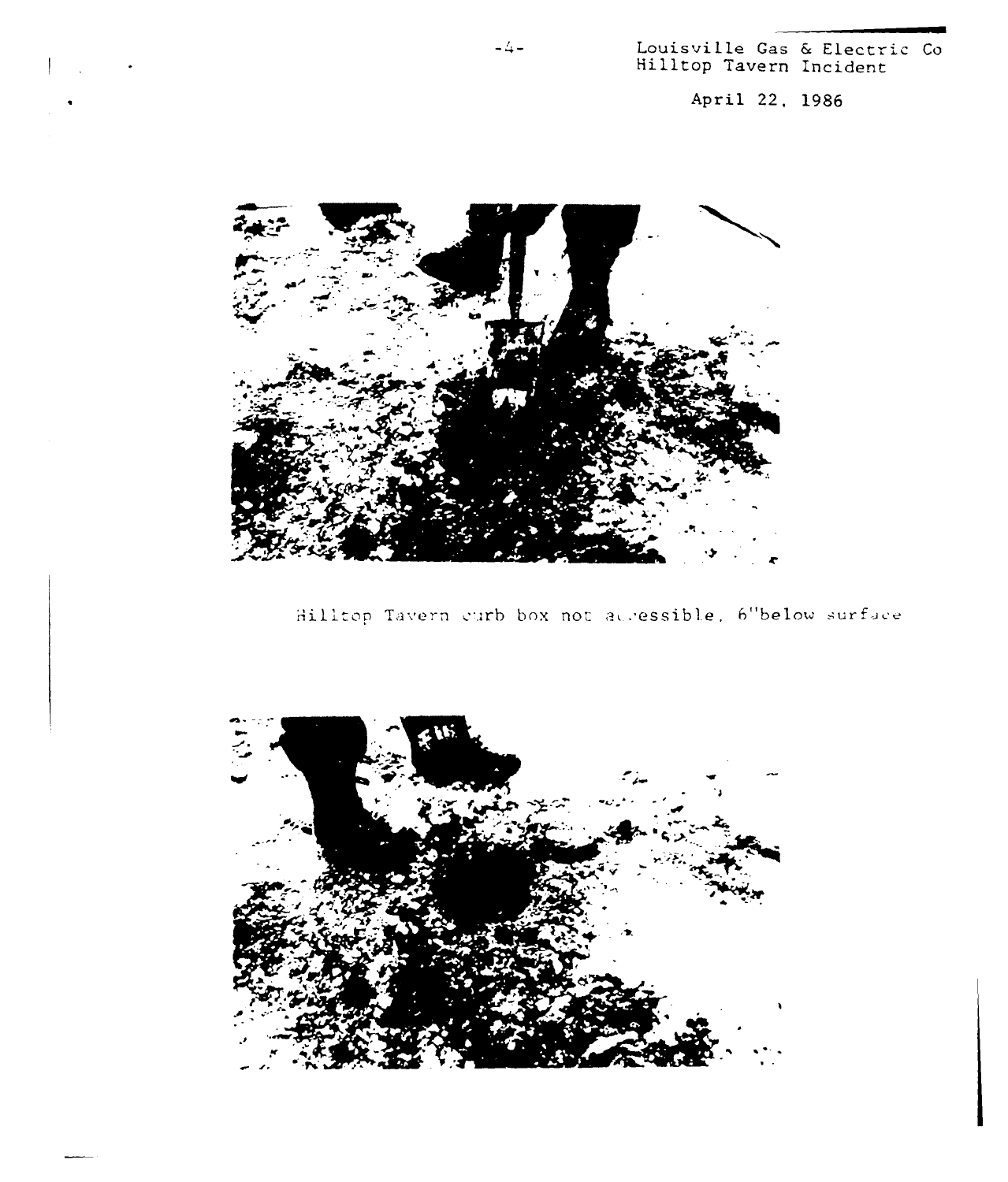Louisville Gas & Electric Co
Hilltop Tavern Incident

April 22, 1986

Hilltop Tavern curb box not accessible, 6"below surface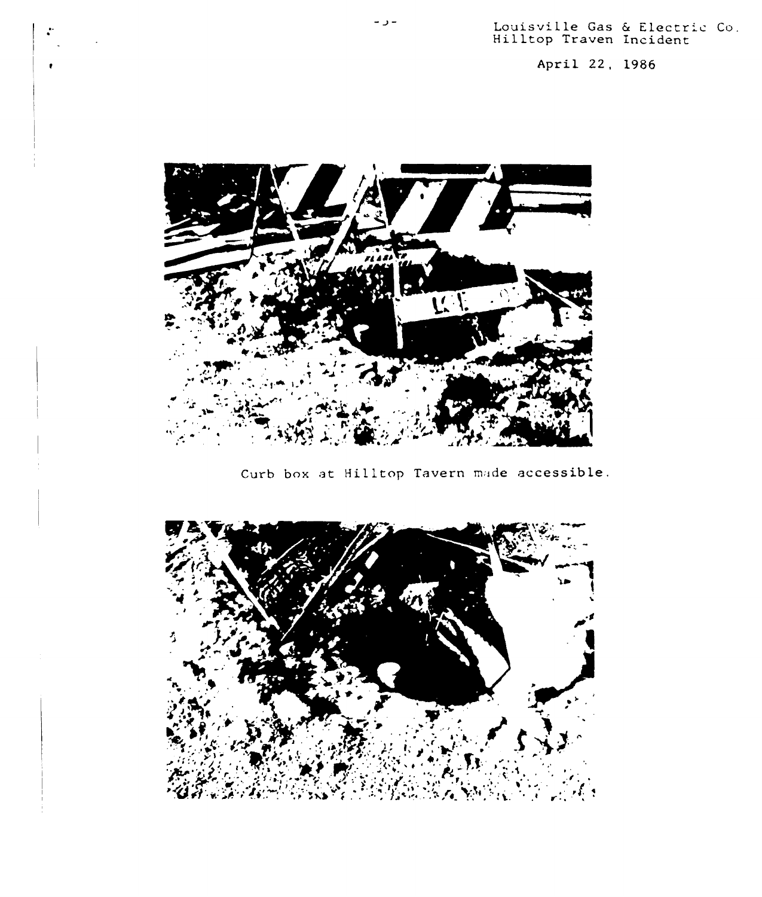Curb box at Hilltop Tavern made accessible.